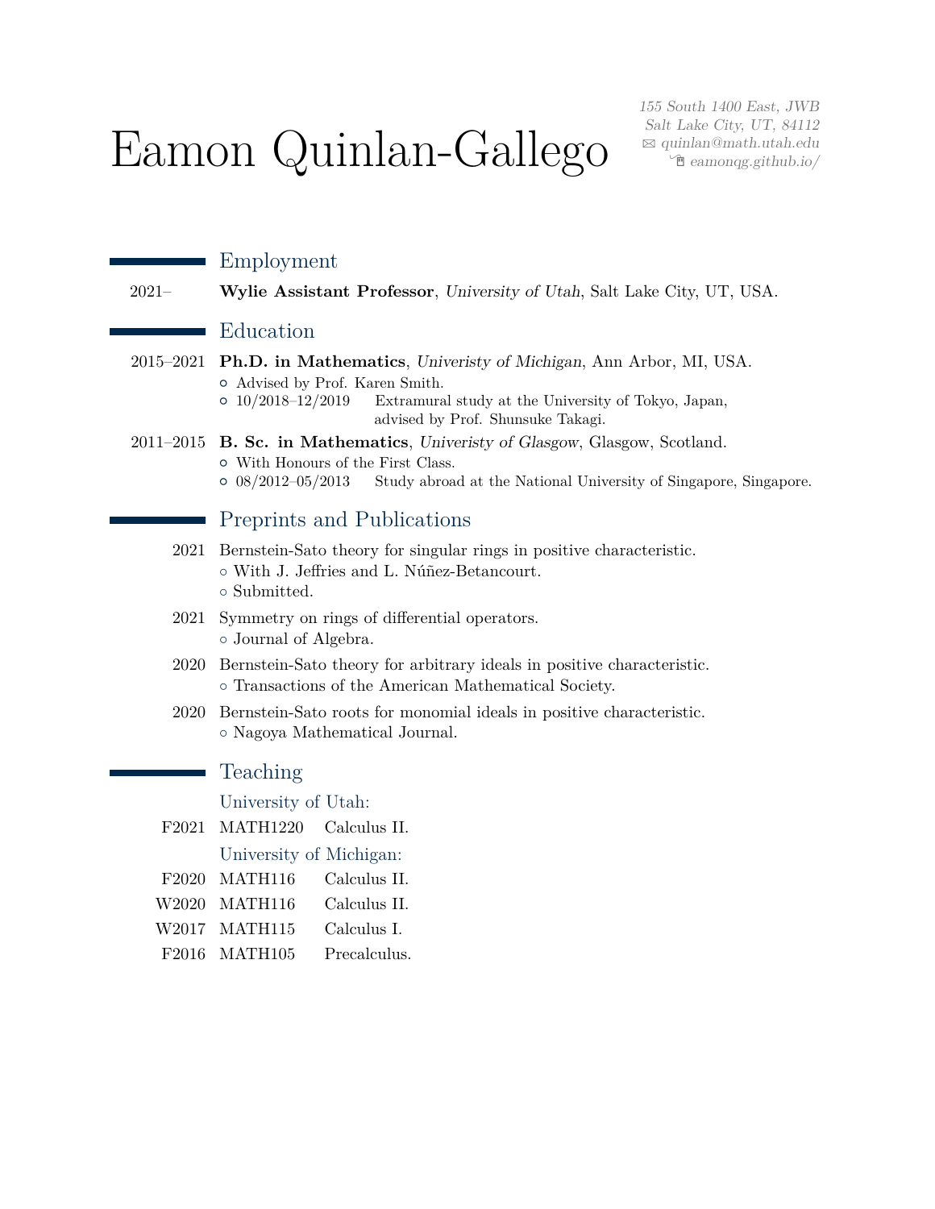# Eamon Quinlan-Gallego

*155 South 1400 East, JWB*
*Salt Lake City, UT, 84112*
*quinlan@math.utah.edu*
*eamonqg.github.io/*

## Employment

2021– **Wylie Assistant Professor**, *University of Utah*, Salt Lake City, UT, USA.

## Education

2015–2021 **Ph.D. in Mathematics**, *Univeristy of Michigan*, Ann Arbor, MI, USA.
- Advised by Prof. Karen Smith.
- 10/2018–12/2019 Extramural study at the University of Tokyo, Japan, advised by Prof. Shunsuke Takagi.

2011–2015 **B. Sc. in Mathematics**, *Univeristy of Glasgow*, Glasgow, Scotland.
- With Honours of the First Class.
- 08/2012–05/2013 Study abroad at the National University of Singapore, Singapore.

## Preprints and Publications

2021 Bernstein-Sato theory for singular rings in positive characteristic.
- With J. Jeffries and L. Núñez-Betancourt.
- Submitted.

2021 Symmetry on rings of differential operators.
- Journal of Algebra.

2020 Bernstein-Sato theory for arbitrary ideals in positive characteristic.
- Transactions of the American Mathematical Society.

2020 Bernstein-Sato roots for monomial ideals in positive characteristic.
- Nagoya Mathematical Journal.

## Teaching

### University of Utah:

F2021 MATH1220 Calculus II.

### University of Michigan:

F2020 MATH116 Calculus II.
W2020 MATH116 Calculus II.
W2017 MATH115 Calculus I.
F2016 MATH105 Precalculus.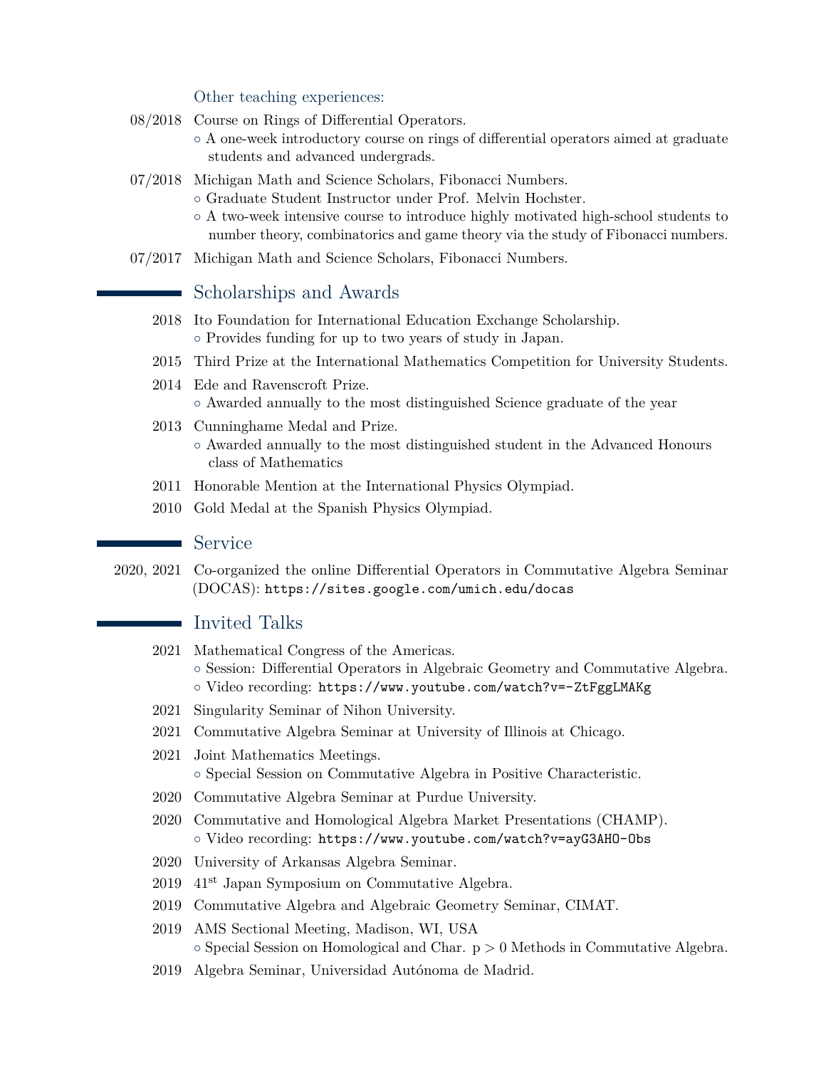### Other teaching experiences:

- 08/2018 Course on Rings of Differential Operators.
  - A one-week introductory course on rings of differential operators aimed at graduate students and advanced undergrads.
- 07/2018 Michigan Math and Science Scholars, Fibonacci Numbers.
  - Graduate Student Instructor under Prof. Melvin Hochster.
  - A two-week intensive course to introduce highly motivated high-school students to number theory, combinatorics and game theory via the study of Fibonacci numbers.
- 07/2017 Michigan Math and Science Scholars, Fibonacci Numbers.

## Scholarships and Awards

- 2018 Ito Foundation for International Education Exchange Scholarship.
  - Provides funding for up to two years of study in Japan.
- 2015 Third Prize at the International Mathematics Competition for University Students.
- 2014 Ede and Ravenscroft Prize.
  - Awarded annually to the most distinguished Science graduate of the year
- 2013 Cunninghame Medal and Prize.
  - Awarded annually to the most distinguished student in the Advanced Honours class of Mathematics
- 2011 Honorable Mention at the International Physics Olympiad.
- 2010 Gold Medal at the Spanish Physics Olympiad.

## Service

- 2020, 2021 Co-organized the online Differential Operators in Commutative Algebra Seminar (DOCAS): `https://sites.google.com/umich.edu/docas`

## Invited Talks

- 2021 Mathematical Congress of the Americas.
  - Session: Differential Operators in Algebraic Geometry and Commutative Algebra.
  - Video recording: `https://www.youtube.com/watch?v=-ZtFggLMAKg`
- 2021 Singularity Seminar of Nihon University.
- 2021 Commutative Algebra Seminar at University of Illinois at Chicago.
- 2021 Joint Mathematics Meetings.
  - Special Session on Commutative Algebra in Positive Characteristic.
- 2020 Commutative Algebra Seminar at Purdue University.
- 2020 Commutative and Homological Algebra Market Presentations (CHAMP).
  - Video recording: `https://www.youtube.com/watch?v=ayG3AHO-Obs`
- 2020 University of Arkansas Algebra Seminar.
- 2019 41st Japan Symposium on Commutative Algebra.
- 2019 Commutative Algebra and Algebraic Geometry Seminar, CIMAT.
- 2019 AMS Sectional Meeting, Madison, WI, USA
  - Special Session on Homological and Char. $p > 0$ Methods in Commutative Algebra.
- 2019 Algebra Seminar, Universidad Autónoma de Madrid.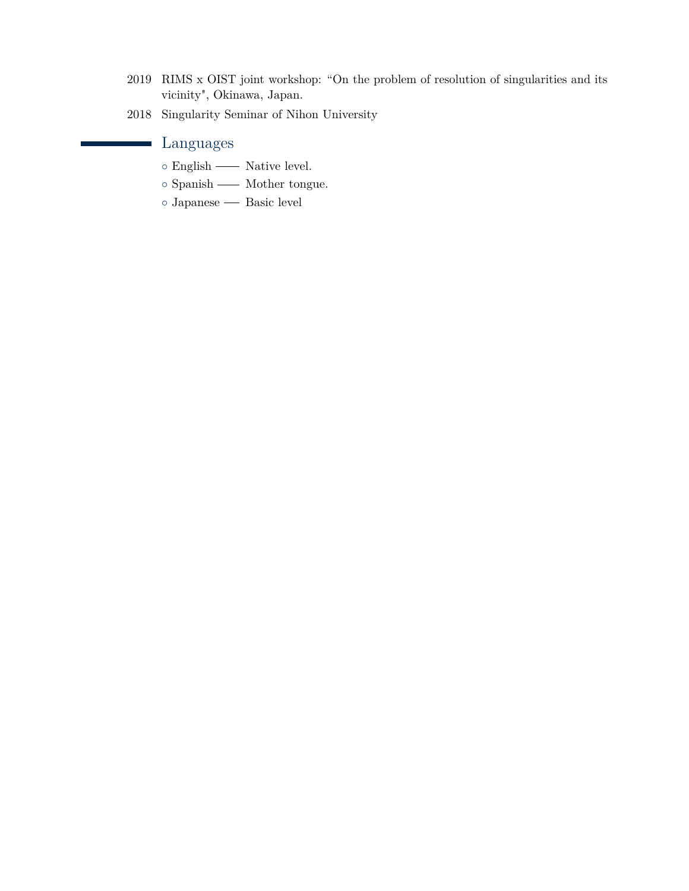2019 RIMS x OIST joint workshop: "On the problem of resolution of singularities and its vicinity", Okinawa, Japan.

2018 Singularity Seminar of Nihon University

## Languages

- English —— Native level.
- Spanish —— Mother tongue.
- Japanese — Basic level